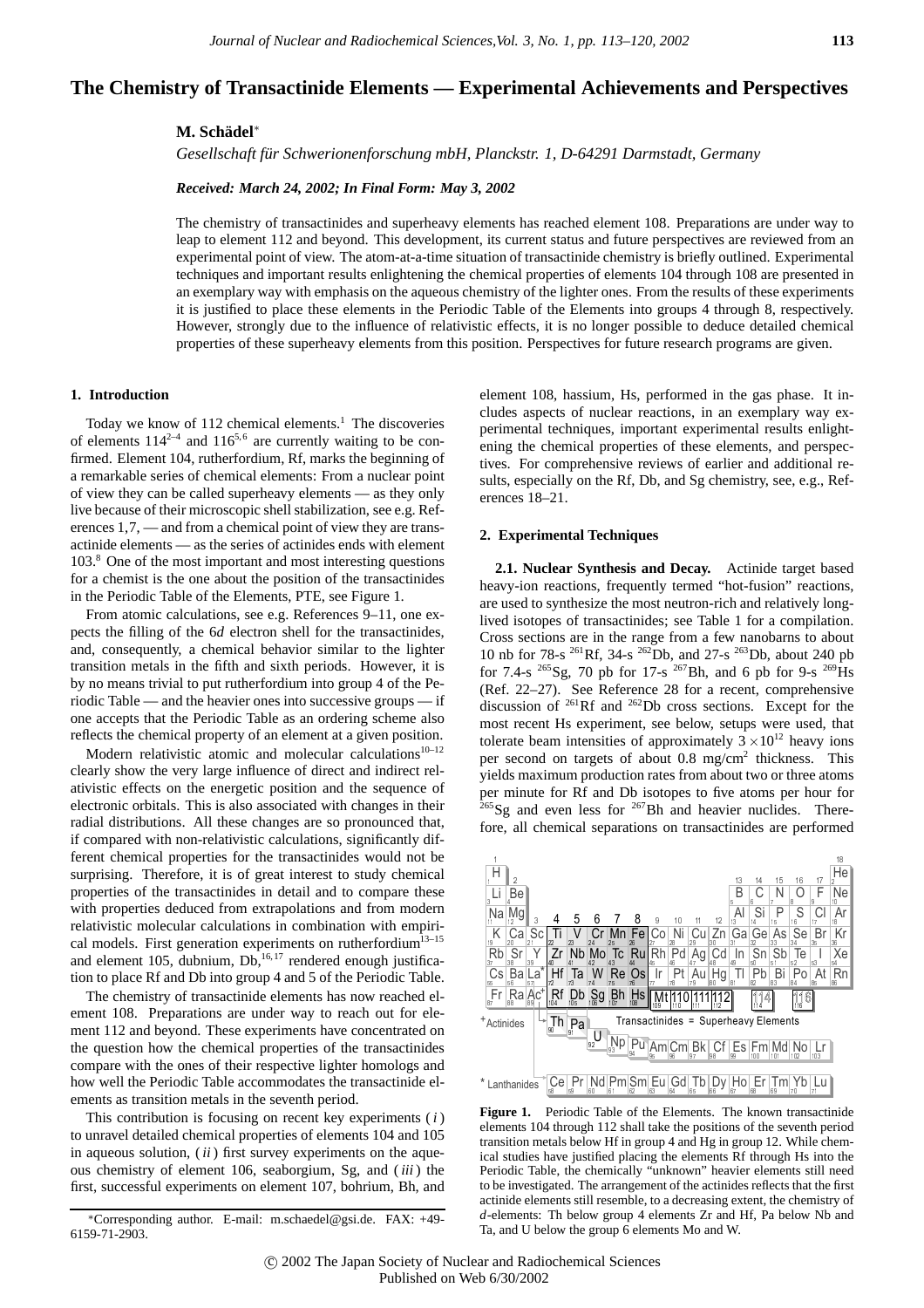# The Chemistry of Transactinide Elements — Experimental Achievements and Perspectives

**M. Schädel***

*Gesellschaft für Schwerionenforschung mbH, Planckstr. 1, D-64291 Darmstadt, Germany*

***Received: March 24, 2002; In Final Form: May 3, 2002***

The chemistry of transactinides and superheavy elements has reached element 108. Preparations are under way to leap to element 112 and beyond. This development, its current status and future perspectives are reviewed from an experimental point of view. The atom-at-a-time situation of transactinide chemistry is briefly outlined. Experimental techniques and important results enlightening the chemical properties of elements 104 through 108 are presented in an exemplary way with emphasis on the aqueous chemistry of the lighter ones. From the results of these experiments it is justified to place these elements in the Periodic Table of the Elements into groups 4 through 8, respectively. However, strongly due to the influence of relativistic effects, it is no longer possible to deduce detailed chemical properties of these superheavy elements from this position. Perspectives for future research programs are given.

## 1. Introduction

Today we know of 112 chemical elements.[1] The discoveries of elements 114[2–4] and 116[5,6] are currently waiting to be confirmed. Element 104, rutherfordium, Rf, marks the beginning of a remarkable series of chemical elements: From a nuclear point of view they can be called superheavy elements — as they only live because of their microscopic shell stabilization, see e.g. References 1,7, — and from a chemical point of view they are transactinide elements — as the series of actinides ends with element 103.[8] One of the most important and most interesting questions for a chemist is the one about the position of the transactinides in the Periodic Table of the Elements, PTE, see Figure 1.

From atomic calculations, see e.g. References 9–11, one expects the filling of the 6*d* electron shell for the transactinides, and, consequently, a chemical behavior similar to the lighter transition metals in the fifth and sixth periods. However, it is by no means trivial to put rutherfordium into group 4 of the Periodic Table — and the heavier ones into successive groups — if one accepts that the Periodic Table as an ordering scheme also reflects the chemical property of an element at a given position.

Modern relativistic atomic and molecular calculations[10–12] clearly show the very large influence of direct and indirect relativistic effects on the energetic position and the sequence of electronic orbitals. This is also associated with changes in their radial distributions. All these changes are so pronounced that, if compared with non-relativistic calculations, significantly different chemical properties for the transactinides would not be surprising. Therefore, it is of great interest to study chemical properties of the transactinides in detail and to compare these with properties deduced from extrapolations and from modern relativistic molecular calculations in combination with empirical models. First generation experiments on rutherfordium[13–15] and element 105, dubnium, Db,[16,17] rendered enough justification to place Rf and Db into group 4 and 5 of the Periodic Table.

The chemistry of transactinide elements has now reached element 108. Preparations are under way to reach out for element 112 and beyond. These experiments have concentrated on the question how the chemical properties of the transactinides compare with the ones of their respective lighter homologs and how well the Periodic Table accommodates the transactinide elements as transition metals in the seventh period.

This contribution is focusing on recent key experiments (*i*) to unravel detailed chemical properties of elements 104 and 105 in aqueous solution, (*ii*) first survey experiments on the aqueous chemistry of element 106, seaborgium, Sg, and (*iii*) the first, successful experiments on element 107, bohrium, Bh, and element 108, hassium, Hs, performed in the gas phase. It includes aspects of nuclear reactions, in an exemplary way experimental techniques, important experimental results enlightening the chemical properties of these elements, and perspectives. For comprehensive reviews of earlier and additional results, especially on the Rf, Db, and Sg chemistry, see, e.g., References 18–21.

## 2. Experimental Techniques

**2.1. Nuclear Synthesis and Decay.** Actinide target based heavy-ion reactions, frequently termed "hot-fusion" reactions, are used to synthesize the most neutron-rich and relatively long-lived isotopes of transactinides; see Table 1 for a compilation. Cross sections are in the range from a few nanobarns to about 10 nb for 78-s $^{261}$Rf, 34-s $^{262}$Db, and 27-s $^{263}$Db, about 240 pb for 7.4-s $^{265}$Sg, 70 pb for 17-s $^{267}$Bh, and 6 pb for 9-s $^{269}$Hs (Ref. 22–27). See Reference 28 for a recent, comprehensive discussion of $^{261}$Rf and $^{262}$Db cross sections. Except for the most recent Hs experiment, see below, setups were used, that tolerate beam intensities of approximately $3 \times 10^{12}$ heavy ions per second on targets of about 0.8 mg/cm$^2$ thickness. This yields maximum production rates from about two or three atoms per minute for Rf and Db isotopes to five atoms per hour for $^{265}$Sg and even less for $^{267}$Bh and heavier nuclides. Therefore, all chemical separations on transactinides are performed

**Figure 1.** Periodic Table of the Elements. The known transactinide elements 104 through 112 shall take the positions of the seventh period transition metals below Hf in group 4 and Hg in group 12. While chemical studies have justified placing the elements Rf through Hs into the Periodic Table, the chemically "unknown" heavier elements still need to be investigated. The arrangement of the actinides reflects that the first actinide elements still resemble, to a decreasing extent, the chemistry of *d*-elements: Th below group 4 elements Zr and Hf, Pa below Nb and Ta, and U below the group 6 elements Mo and W.

*Corresponding author. E-mail: m.schaedel@gsi.de. FAX: +49-6159-71-2903.

© 2002 The Japan Society of Nuclear and Radiochemical Sciences
Published on Web 6/30/2002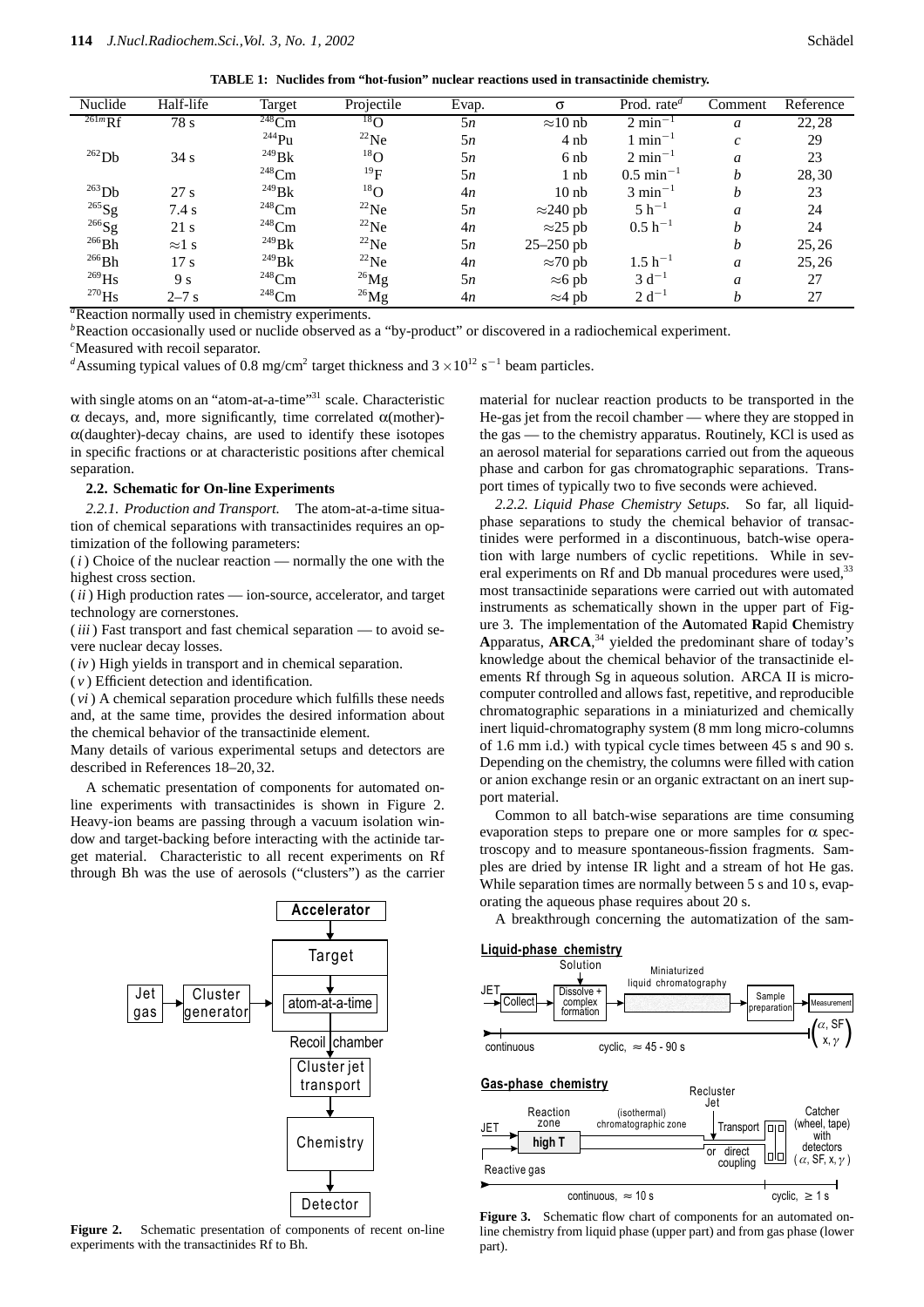**TABLE 1: Nuclides from "hot-fusion" nuclear reactions used in transactinide chemistry.**

| Nuclide | Half-life | Target | Projectile | Evap. | σ | Prod. rate[d] | Comment | Reference |
|---|---|---|---|---|---|---|---|---|
| $^{261m}$Rf | 78 s | $^{248}$Cm | $^{18}$O | 5*n* | ≈10 nb | 2 $\text{min}^{-1}$ | *a* | 22, 28 |
| | | $^{244}$Pu | $^{22}$Ne | 5*n* | 4 nb | 1 $\text{min}^{-1}$ | *c* | 29 |
| $^{262}$Db | 34 s | $^{249}$Bk | $^{18}$O | 5*n* | 6 nb | 2 $\text{min}^{-1}$ | *a* | 23 |
| | | $^{248}$Cm | $^{19}$F | 5*n* | 1 nb | 0.5 $\text{min}^{-1}$ | *b* | 28, 30 |
| $^{263}$Db | 27 s | $^{249}$Bk | $^{18}$O | 4*n* | 10 nb | 3 $\text{min}^{-1}$ | *b* | 23 |
| $^{265}$Sg | 7.4 s | $^{248}$Cm | $^{22}$Ne | 5*n* | ≈240 pb | 5 $\text{h}^{-1}$ | *a* | 24 |
| $^{266}$Sg | 21 s | $^{248}$Cm | $^{22}$Ne | 4*n* | ≈25 pb | 0.5 $\text{h}^{-1}$ | *b* | 24 |
| $^{266}$Bh | ≈1 s | $^{249}$Bk | $^{22}$Ne | 5*n* | 25–250 pb | | *b* | 25, 26 |
| $^{266}$Bh | 17 s | $^{249}$Bk | $^{22}$Ne | 4*n* | ≈70 pb | 1.5 $\text{h}^{-1}$ | *a* | 25, 26 |
| $^{269}$Hs | 9 s | $^{248}$Cm | $^{26}$Mg | 5*n* | ≈6 pb | 3 $\text{d}^{-1}$ | *a* | 27 |
| $^{270}$Hs | 2–7 s | $^{248}$Cm | $^{26}$Mg | 4*n* | ≈4 pb | 2 $\text{d}^{-1}$ | *b* | 27 |

[a]Reaction normally used in chemistry experiments.
[b]Reaction occasionally used or nuclide observed as a "by-product" or discovered in a radiochemical experiment.
[c]Measured with recoil separator.
[d]Assuming typical values of 0.8 mg/cm$^2$ target thickness and $3 \times 10^{12}$ $\text{s}^{-1}$ beam particles.

with single atoms on an "atom-at-a-time"[31] scale. Characteristic α decays, and, more significantly, time correlated α(mother)-α(daughter)-decay chains, are used to identify these isotopes in specific fractions or at characteristic positions after chemical separation.

### 2.2. Schematic for On-line Experiments

*2.2.1. Production and Transport.* The atom-at-a-time situation of chemical separations with transactinides requires an optimization of the following parameters:

(*i*) Choice of the nuclear reaction — normally the one with the highest cross section.
(*ii*) High production rates — ion-source, accelerator, and target technology are cornerstones.
(*iii*) Fast transport and fast chemical separation — to avoid severe nuclear decay losses.
(*iv*) High yields in transport and in chemical separation.
(*v*) Efficient detection and identification.
(*vi*) A chemical separation procedure which fulfills these needs and, at the same time, provides the desired information about the chemical behavior of the transactinide element.

Many details of various experimental setups and detectors are described in References 18–20, 32.

A schematic presentation of components for automated on-line experiments with transactinides is shown in Figure 2. Heavy-ion beams are passing through a vacuum isolation window and target-backing before interacting with the actinide target material. Characteristic to all recent experiments on Rf through Bh was the use of aerosols ("clusters") as the carrier material for nuclear reaction products to be transported in the He-gas jet from the recoil chamber — where they are stopped in the gas — to the chemistry apparatus. Routinely, KCl is used as an aerosol material for separations carried out from the aqueous phase and carbon for gas chromatographic separations. Transport times of typically two to five seconds were achieved.

**Figure 2.** Schematic presentation of components of recent on-line experiments with the transactinides Rf to Bh.

*2.2.2. Liquid Phase Chemistry Setups.* So far, all liquid-phase separations to study the chemical behavior of transactinides were performed in a discontinuous, batch-wise operation with large numbers of cyclic repetitions. While in several experiments on Rf and Db manual procedures were used,[33] most transactinide separations were carried out with automated instruments as schematically shown in the upper part of Figure 3. The implementation of the **A**utomated **R**apid **C**hemistry **A**pparatus, **ARCA**,[34] yielded the predominant share of today's knowledge about the chemical behavior of the transactinide elements Rf through Sg in aqueous solution. ARCA II is microcomputer controlled and allows fast, repetitive, and reproducible chromatographic separations in a miniaturized and chemically inert liquid-chromatography system (8 mm long micro-columns of 1.6 mm i.d.) with typical cycle times between 45 s and 90 s. Depending on the chemistry, the columns were filled with cation or anion exchange resin or an organic extractant on an inert support material.

Common to all batch-wise separations are time consuming evaporation steps to prepare one or more samples for α spectroscopy and to measure spontaneous-fission fragments. Samples are dried by intense IR light and a stream of hot He gas. While separation times are normally between 5 s and 10 s, evaporating the aqueous phase requires about 20 s.

A breakthrough concerning the automatization of the sam-

**Figure 3.** Schematic flow chart of components for an automated on-line chemistry from liquid phase (upper part) and from gas phase (lower part).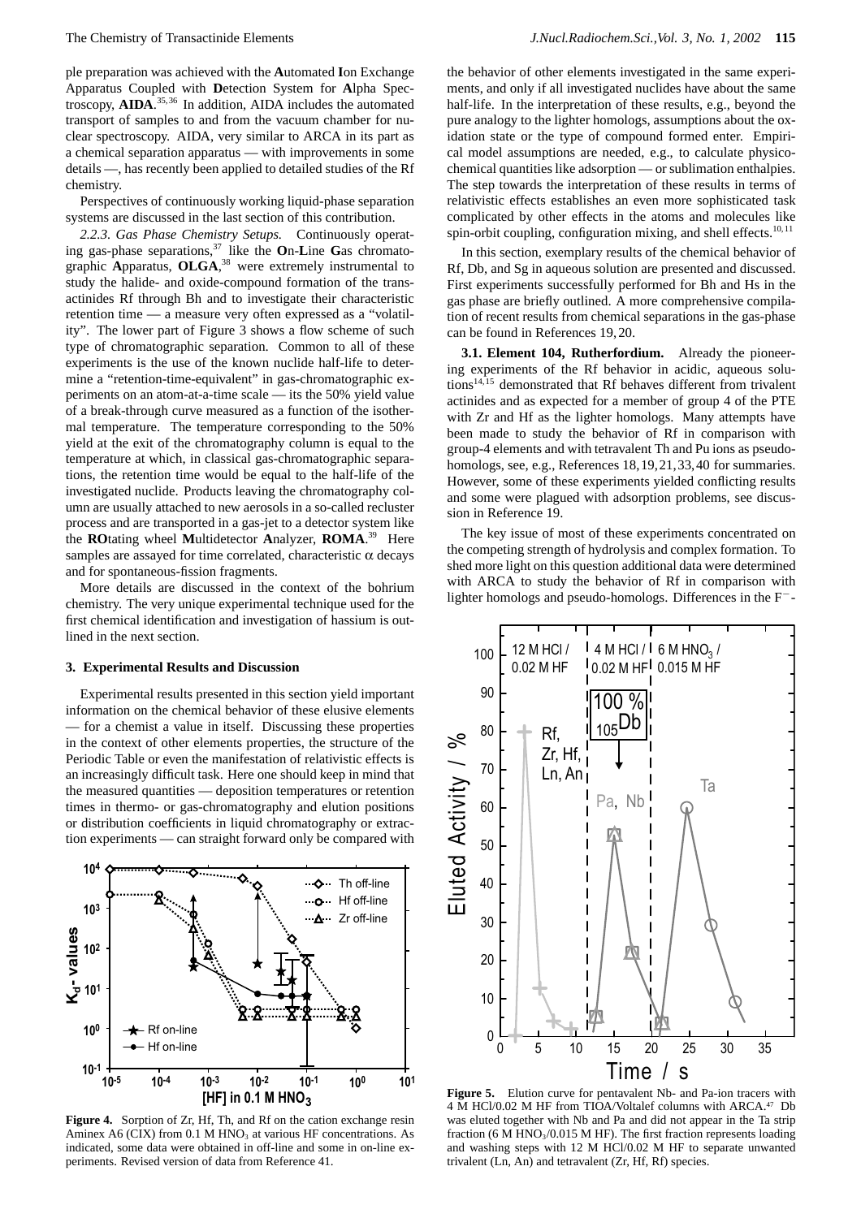ple preparation was achieved with the **A**utomated **I**on Exchange Apparatus Coupled with **D**etection System for **A**lpha Spectroscopy, **AIDA**.[35,36] In addition, AIDA includes the automated transport of samples to and from the vacuum chamber for nuclear spectroscopy. AIDA, very similar to ARCA in its part as a chemical separation apparatus — with improvements in some details —, has recently been applied to detailed studies of the Rf chemistry.

Perspectives of continuously working liquid-phase separation systems are discussed in the last section of this contribution.

*2.2.3. Gas Phase Chemistry Setups.* Continuously operating gas-phase separations,[37] like the **O**n-**L**ine **G**as chromatographic **A**pparatus, **OLGA**,[38] were extremely instrumental to study the halide- and oxide-compound formation of the transactinides Rf through Bh and to investigate their characteristic retention time — a measure very often expressed as a "volatility". The lower part of Figure 3 shows a flow scheme of such type of chromatographic separation. Common to all of these experiments is the use of the known nuclide half-life to determine a "retention-time-equivalent" in gas-chromatographic experiments on an atom-at-a-time scale — its the 50% yield value of a break-through curve measured as a function of the isothermal temperature. The temperature corresponding to the 50% yield at the exit of the chromatography column is equal to the temperature at which, in classical gas-chromatographic separations, the retention time would be equal to the half-life of the investigated nuclide. Products leaving the chromatography column are usually attached to new aerosols in a so-called reclaster process and are transported in a gas-jet to a detector system like the **RO**tating wheel **M**ultidetector **A**nalyzer, **ROMA**.[39] Here samples are assayed for time correlated, characteristic $\alpha$ decays and for spontaneous-fission fragments.

More details are discussed in the context of the bohrium chemistry. The very unique experimental technique used for the first chemical identification and investigation of hassium is outlined in the next section.

## 3. Experimental Results and Discussion

Experimental results presented in this section yield important information on the chemical behavior of these elusive elements — for a chemist a value in itself. Discussing these properties in the context of other elements properties, the structure of the Periodic Table or even the manifestation of relativistic effects is an increasingly difficult task. Here one should keep in mind that the measured quantities — deposition temperatures or retention times in thermo- or gas-chromatography and elution positions or distribution coefficients in liquid chromatography or extraction experiments — can straight forward only be compared with the behavior of other elements investigated in the same experiments, and only if all investigated nuclides have about the same half-life. In the interpretation of these results, e.g., beyond the pure analogy to the lighter homologs, assumptions about the oxidation state or the type of compound formed enter. Empirical model assumptions are needed, e.g., to calculate physicochemical quantities like adsorption — or sublimation enthalpies. The step towards the interpretation of these results in terms of relativistic effects establishes an even more sophisticated task complicated by other effects in the atoms and molecules like spin-orbit coupling, configuration mixing, and shell effects.[10,11]

In this section, exemplary results of the chemical behavior of Rf, Db, and Sg in aqueous solution are presented and discussed. First experiments successfully performed for Bh and Hs in the gas phase are briefly outlined. A more comprehensive compilation of recent results from chemical separations in the gas-phase can be found in References 19, 20.

**3.1. Element 104, Rutherfordium.** Already the pioneering experiments of the Rf behavior in acidic, aqueous solutions[14,15] demonstrated that Rf behaves different from trivalent actinides and as expected for a member of group 4 of the PTE with Zr and Hf as the lighter homologs. Many attempts have been made to study the behavior of Rf in comparison with group-4 elements and with tetravalent Th and Pu ions as pseudohomologs, see, e.g., References 18, 19, 21, 33, 40 for summaries. However, some of these experiments yielded conflicting results and some were plagued with adsorption problems, see discussion in Reference 19.

The key issue of most of these experiments concentrated on the competing strength of hydrolysis and complex formation. To shed more light on this question additional data were determined with ARCA to study the behavior of Rf in comparison with lighter homologs and pseudo-homologs. Differences in the $F^-$-

**Figure 4.** Sorption of Zr, Hf, Th, and Rf on the cation exchange resin Aminex A6 (CIX) from 0.1 M $HNO_3$ at various HF concentrations. As indicated, some data were obtained in off-line and some in on-line experiments. Revised version of data from Reference 41.

**Figure 5.** Elution curve for pentavalent Nb- and Pa-ion tracers with 4 M HCl/0.02 M HF from TIOA/Voltalef columns with ARCA.[47] Db was eluted together with Nb and Pa and did not appear in the Ta strip fraction (6 M $HNO_3$/0.015 M HF). The first fraction represents loading and washing steps with 12 M HCl/0.02 M HF to separate unwanted trivalent (Ln, An) and tetravalent (Zr, Hf, Rf) species.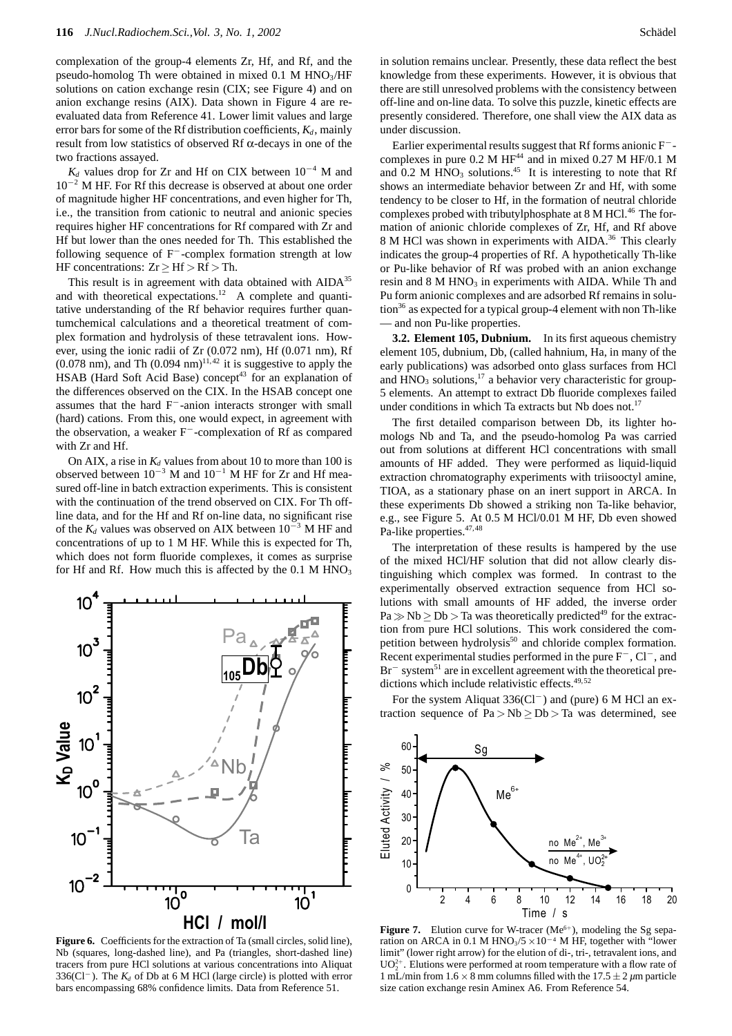complexation of the group-4 elements Zr, Hf, and Rf, and the pseudo-homolog Th were obtained in mixed 0.1 M $HNO_3$/HF solutions on cation exchange resin (CIX; see Figure 4) and on anion exchange resins (AIX). Data shown in Figure 4 are re-evaluated data from Reference 41. Lower limit values and large error bars for some of the Rf distribution coefficients, $K_d$, mainly result from low statistics of observed Rf α-decays in one of the two fractions assayed.

$K_d$ values drop for Zr and Hf on CIX between $10^{-4}$ M and $10^{-2}$ M HF. For Rf this decrease is observed at about one order of magnitude higher HF concentrations, and even higher for Th, i.e., the transition from cationic to neutral and anionic species requires higher HF concentrations for Rf compared with Zr and Hf but lower than the ones needed for Th. This established the following sequence of $F^-$-complex formation strength at low HF concentrations: $Zr \geq Hf > Rf > Th$.

This result is in agreement with data obtained with AIDA[35] and with theoretical expectations.[12] A complete and quantitative understanding of the Rf behavior requires further quantumchemical calculations and a theoretical treatment of complex formation and hydrolysis of these tetravalent ions. However, using the ionic radii of Zr (0.072 nm), Hf (0.071 nm), Rf (0.078 nm), and Th (0.094 nm)[11,42] it is suggestive to apply the HSAB (Hard Soft Acid Base) concept[43] for an explanation of the differences observed on the CIX. In the HSAB concept one assumes that the hard $F^-$-anion interacts stronger with small (hard) cations. From this, one would expect, in agreement with the observation, a weaker $F^-$-complexation of Rf as compared with Zr and Hf.

On AIX, a rise in $K_d$ values from about 10 to more than 100 is observed between $10^{-3}$ M and $10^{-1}$ M HF for Zr and Hf measured off-line in batch extraction experiments. This is consistent with the continuation of the trend observed on CIX. For Th off-line data, and for the Hf and Rf on-line data, no significant rise of the $K_d$ values was observed on AIX between $10^{-3}$ M HF and concentrations of up to 1 M HF. While this is expected for Th, which does not form fluoride complexes, it comes as surprise for Hf and Rf. How much this is affected by the 0.1 M $HNO_3$ in solution remains unclear. Presently, these data reflect the best knowledge from these experiments. However, it is obvious that there are still unresolved problems with the consistency between off-line and on-line data. To solve this puzzle, kinetic effects are presently considered. Therefore, one shall view the AIX data as under discussion.

Earlier experimental results suggest that Rf forms anionic $F^-$-complexes in pure 0.2 M HF[44] and in mixed 0.27 M HF/0.1 M and 0.2 M $HNO_3$ solutions.[45] It is interesting to note that Rf shows an intermediate behavior between Zr and Hf, with some tendency to be closer to Hf, in the formation of neutral chloride complexes probed with tributylphosphate at 8 M HCl.[46] The formation of anionic chloride complexes of Zr, Hf, and Rf above 8 M HCl was shown in experiments with AIDA.[36] This clearly indicates the group-4 properties of Rf. A hypothetically Th-like or Pu-like behavior of Rf was probed with an anion exchange resin and 8 M $HNO_3$ in experiments with AIDA. While Th and Pu form anionic complexes and are adsorbed Rf remains in solution[36] as expected for a typical group-4 element with non Th-like — and non Pu-like properties.

**3.2. Element 105, Dubnium.** In its first aqueous chemistry element 105, dubnium, Db, (called hahnium, Ha, in many of the early publications) was adsorbed onto glass surfaces from HCl and $HNO_3$ solutions,[17] a behavior very characteristic for group-5 elements. An attempt to extract Db fluoride complexes failed under conditions in which Ta extracts but Nb does not.[17]

The first detailed comparison between Db, its lighter homologs Nb and Ta, and the pseudo-homolog Pa was carried out from solutions at different HCl concentrations with small amounts of HF added. They were performed as liquid-liquid extraction chromatography experiments with triisooctyl amine, TIOA, as a stationary phase on an inert support in ARCA. In these experiments Db showed a striking non Ta-like behavior, e.g., see Figure 5. At 0.5 M HCl/0.01 M HF, Db even showed Pa-like properties.[47,48]

The interpretation of these results is hampered by the use of the mixed HCl/HF solution that did not allow clearly distinguishing which complex was formed. In contrast to the experimentally observed extraction sequence from HCl solutions with small amounts of HF added, the inverse order $Pa \gg Nb \geq Db > Ta$ was theoretically predicted[49] for the extraction from pure HCl solutions. This work considered the competition between hydrolysis[50] and chloride complex formation. Recent experimental studies performed in the pure $F^-$, $Cl^-$, and $Br^-$ system[51] are in excellent agreement with the theoretical predictions which include relativistic effects.[49,52]

For the system Aliquat 336($Cl^-$) and (pure) 6 M HCl an extraction sequence of $Pa > Nb \geq Db > Ta$ was determined, see

**Figure 6.** Coefficients for the extraction of Ta (small circles, solid line), Nb (squares, long-dashed line), and Pa (triangles, short-dashed line) tracers from pure HCl solutions at various concentrations into Aliquat 336($Cl^-$). The $K_d$ of Db at 6 M HCl (large circle) is plotted with error bars encompassing 68% confidence limits. Data from Reference 51.

**Figure 7.** Elution curve for W-tracer ($Me^{6+}$), modeling the Sg separation on ARCA in 0.1 M $HNO_3$/5 $\times 10^{-4}$ M HF, together with "lower limit" (lower right arrow) for the elution of di-, tri-, tetravalent ions, and $UO_2^{2+}$. Elutions were performed at room temperature with a flow rate of 1 mL/min from 1.6 × 8 mm columns filled with the 17.5 ± 2 μm particle size cation exchange resin Aminex A6. From Reference 54.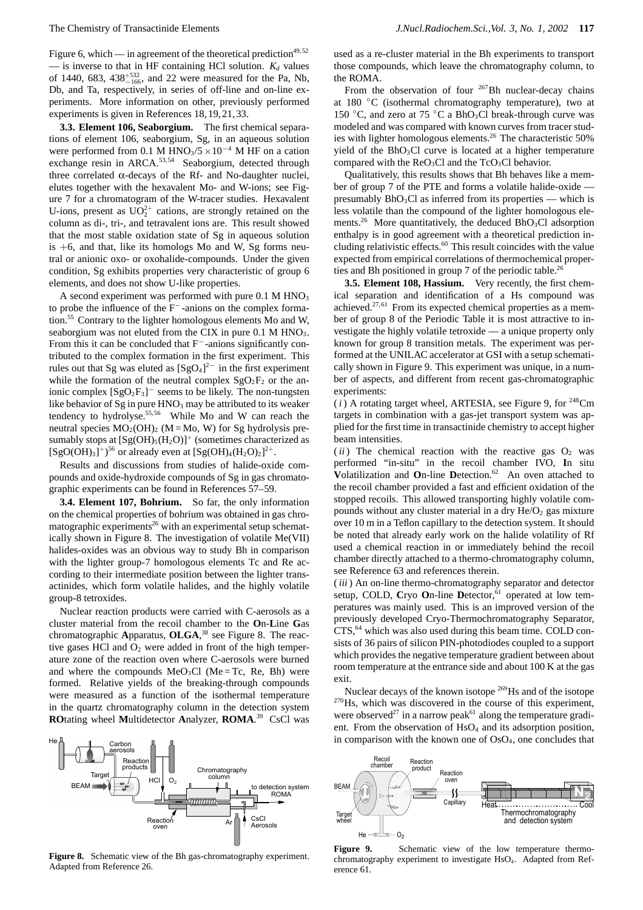Figure 6, which — in agreement of the theoretical prediction[49,52] — is inverse to that in HF containing HCl solution. $K_d$ values of 1440, 683, $438^{+532}_{-166}$, and 22 were measured for the Pa, Nb, Db, and Ta, respectively, in series of off-line and on-line experiments. More information on other, previously performed experiments is given in References 18, 19, 21, 33.

**3.3. Element 106, Seaborgium.** The first chemical separations of element 106, seaborgium, Sg, in an aqueous solution were performed from 0.1 M $HNO_3$/5 $\times 10^{-4}$ M HF on a cation exchange resin in ARCA.[53,54] Seaborgium, detected through three correlated α-decays of the Rf- and No-daughter nuclei, elutes together with the hexavalent Mo- and W-ions; see Figure 7 for a chromatogram of the W-tracer studies. Hexavalent U-ions, present as $UO_2^{2+}$ cations, are strongly retained on the column as di-, tri-, and tetravalent ions are. This result showed that the most stable oxidation state of Sg in aqueous solution is +6, and that, like its homologs Mo and W, Sg forms neutral or anionic oxo- or oxohalide-compounds. Under the given condition, Sg exhibits properties very characteristic of group 6 elements, and does not show U-like properties.

A second experiment was performed with pure 0.1 M $HNO_3$ to probe the influence of the $F^-$-anions on the complex formation.[55] Contrary to the lighter homologous elements Mo and W, seaborgium was not eluted from the CIX in pure 0.1 M $HNO_3$. From this it can be concluded that $F^-$-anions significantly contributed to the complex formation in the first experiment. This rules out that Sg was eluted as $[SgO_4]^{2-}$ in the first experiment while the formation of the neutral complex $SgO_2F_2$ or the anionic complex $[SgO_2F_3]^-$ seems to be likely. The non-tungsten like behavior of Sg in pure $HNO_3$ may be attributed to its weaker tendency to hydrolyse.[55,56] While Mo and W can reach the neutral species $MO_2(OH)_2$ (M = Mo, W) for Sg hydrolysis presumably stops at $[Sg(OH)_5(H_2O)]^+$ (sometimes characterized as $[SgO(OH)_3]^+$)[56] or already even at $[Sg(OH)_4(H_2O)_2]^{2+}$.

Results and discussions from studies of halide-oxide compounds and oxide-hydroxide compounds of Sg in gas chromatographic experiments can be found in References 57–59.

**3.4. Element 107, Bohrium.** So far, the only information on the chemical properties of bohrium was obtained in gas chromatographic experiments[26] with an experimental setup schematically shown in Figure 8. The investigation of volatile Me(VII) halides-oxides was an obvious way to study Bh in comparison with the lighter group-7 homologous elements Tc and Re according to their intermediate position between the lighter transactinides, which form volatile halides, and the highly volatile group-8 tetroxides.

Nuclear reaction products were carried with C-aerosols as a cluster material from the recoil chamber to the **O**n-**L**ine **G**as chromatographic **A**pparatus, **OLGA**,[38] see Figure 8. The reactive gases HCl and $O_2$ were added in front of the high temperature zone of the reaction oven where C-aerosols were burned and where the compounds $MeO_3Cl$ (Me = Tc, Re, Bh) were formed. Relative yields of the breaking-through compounds were measured as a function of the isothermal temperature in the quartz chromatography column in the detection system **RO**tating wheel **M**ultidetector **A**nalyzer, **ROMA**.[39] CsCl was used as a re-cluster material in the Bh experiments to transport those compounds, which leave the chromatography column, to the ROMA.

**Figure 8.** Schematic view of the Bh gas-chromatography experiment. Adapted from Reference 26.

From the observation of four $^{267}$Bh nuclear-decay chains at 180 °C (isothermal chromatography temperature), two at 150 °C, and zero at 75 °C a $BhO_3Cl$ break-through curve was modeled and was compared with known curves from tracer studies with lighter homologous elements.[26] The characteristic 50% yield of the $BhO_3Cl$ curve is located at a higher temperature compared with the $ReO_3Cl$ and the $TcO_3Cl$ behavior.

Qualitatively, this results shows that Bh behaves like a member of group 7 of the PTE and forms a volatile halide-oxide — presumably $BhO_3Cl$ as inferred from its properties — which is less volatile than the compound of the lighter homologous elements.[26] More quantitatively, the deduced $BhO_3Cl$ adsorption enthalpy is in good agreement with a theoretical prediction including relativistic effects.[60] This result coincides with the value expected from empirical correlations of thermochemical properties and Bh positioned in group 7 of the periodic table.[26]

**3.5. Element 108, Hassium.** Very recently, the first chemical separation and identification of a Hs compound was achieved.[27,61] From its expected chemical properties as a member of group 8 of the Periodic Table it is most attractive to investigate the highly volatile tetroxide — a unique property only known for group 8 transition metals. The experiment was performed at the UNILAC accelerator at GSI with a setup schematically shown in Figure 9. This experiment was unique, in a number of aspects, and different from recent gas-chromatographic experiments:

(*i*) A rotating target wheel, ARTESIA, see Figure 9, for $^{248}$Cm targets in combination with a gas-jet transport system was applied for the first time in transactinide chemistry to accept higher beam intensities.

(*ii*) The chemical reaction with the reactive gas $O_2$ was performed "in-situ" in the recoil chamber IVO, **I**n situ **V**olatilization and **O**n-line **D**etection.[62] An oven attached to the recoil chamber provided a fast and efficient oxidation of the stopped recoils. This allowed transporting highly volatile compounds without any cluster material in a dry He/$O_2$ gas mixture over 10 m in a Teflon capillary to the detection system. It should be noted that already early work on the halide volatility of Rf used a chemical reaction in or immediately behind the recoil chamber directly attached to a thermo-chromatography column, see Reference 63 and references therein.

(*iii*) An on-line thermo-chromatography separator and detector setup, COLD, **C**ryo **O**n-line **D**etector,[61] operated at low temperatures was mainly used. This is an improved version of the previously developed Cryo-Thermochromatography Separator, CTS,[64] which was also used during this beam time. COLD consists of 36 pairs of silicon PIN-photodiodes coupled to a support which provides the negative temperature gradient between about room temperature at the entrance side and about 100 K at the gas exit.

Nuclear decays of the known isotope $^{269}$Hs and of the isotope $^{270}$Hs, which was discovered in the course of this experiment, were observed[27] in a narrow peak[61] along the temperature gradient. From the observation of $HsO_4$ and its adsorption position, in comparison with the known one of $OsO_4$, one concludes that

**Figure 9.** Schematic view of the low temperature thermochromatography experiment to investigate $HsO_4$. Adapted from Reference 61.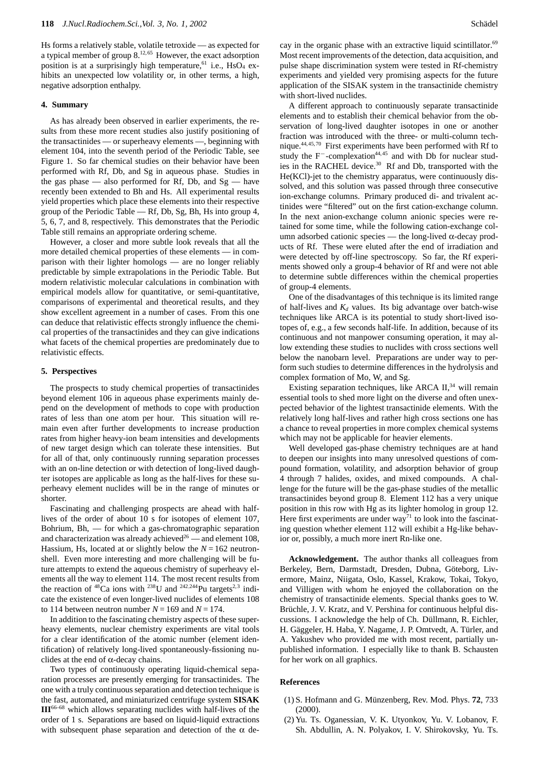Hs forms a relatively stable, volatile tetroxide — as expected for a typical member of group 8.[12,65] However, the exact adsorption position is at a surprisingly high temperature,[61] i.e., $HsO_4$ exhibits an unexpected low volatility or, in other terms, a high, negative adsorption enthalpy.

## 4. Summary

As has already been observed in earlier experiments, the results from these more recent studies also justify positioning of the transactinides — or superheavy elements —, beginning with element 104, into the seventh period of the Periodic Table, see Figure 1. So far chemical studies on their behavior have been performed with Rf, Db, and Sg in aqueous phase. Studies in the gas phase — also performed for Rf, Db, and Sg — have recently been extended to Bh and Hs. All experimental results yield properties which place these elements into their respective group of the Periodic Table — Rf, Db, Sg, Bh, Hs into group 4, 5, 6, 7, and 8, respectively. This demonstrates that the Periodic Table still remains an appropriate ordering scheme.

However, a closer and more subtle look reveals that all the more detailed chemical properties of these elements — in comparison with their lighter homologs — are no longer reliably predictable by simple extrapolations in the Periodic Table. But modern relativistic molecular calculations in combination with empirical models allow for quantitative, or semi-quantitative, comparisons of experimental and theoretical results, and they show excellent agreement in a number of cases. From this one can deduce that relativistic effects strongly influence the chemical properties of the transactinides and they can give indications what facets of the chemical properties are predominately due to relativistic effects.

## 5. Perspectives

The prospects to study chemical properties of transactinides beyond element 106 in aqueous phase experiments mainly depend on the development of methods to cope with production rates of less than one atom per hour. This situation will remain even after further developments to increase production rates from higher heavy-ion beam intensities and developments of new target design which can tolerate these intensities. But for all of that, only continuously running separation processes with an on-line detection or with detection of long-lived daughter isotopes are applicable as long as the half-lives for these superheavy element nuclides will be in the range of minutes or shorter.

Fascinating and challenging prospects are ahead with half-lives of the order of about 10 s for isotopes of element 107, Bohrium, Bh, — for which a gas-chromatographic separation and characterization was already achieved[26] — and element 108, Hassium, Hs, located at or slightly below the $N = 162$ neutron-shell. Even more interesting and more challenging will be future attempts to extend the aqueous chemistry of superheavy elements all the way to element 114. The most recent results from the reaction of $^{48}$Ca ions with $^{238}$U and $^{242,244}$Pu targets[2,3] indicate the existence of even longer-lived nuclides of elements 108 to 114 between neutron number $N = 169$ and $N = 174$.

In addition to the fascinating chemistry aspects of these superheavy elements, nuclear chemistry experiments are vital tools for a clear identification of the atomic number (element identification) of relatively long-lived spontaneously-fissioning nuclides at the end of $\alpha$-decay chains.

Two types of continuously operating liquid-chemical separation processes are presently emerging for transactinides. The one with a truly continuous separation and detection technique is the fast, automated, and miniaturized centrifuge system **SISAK III**[66-68] which allows separating nuclides with half-lives of the order of 1 s. Separations are based on liquid-liquid extractions with subsequent phase separation and detection of the $\alpha$ decay in the organic phase with an extractive liquid scintillator.[69] Most recent improvements of the detection, data acquisition, and pulse shape discrimination system were tested in Rf-chemistry experiments and yielded very promising aspects for the future application of the SISAK system in the transactinide chemistry with short-lived nuclides.

A different approach to continuously separate transactinide elements and to establish their chemical behavior from the observation of long-lived daughter isotopes in one or another fraction was introduced with the three- or multi-column technique.[44,45,70] First experiments have been performed with Rf to study the $F^-$-complexation[44,45] and with Db for nuclear studies in the RACHEL device.[30] Rf and Db, transported with the He(KCl)-jet to the chemistry apparatus, were continuously dissolved, and this solution was passed through three consecutive ion-exchange columns. Primary produced di- and trivalent actinides were "filtered" out on the first cation-exchange column. In the next anion-exchange column anionic species were retained for some time, while the following cation-exchange column adsorbed cationic species — the long-lived $\alpha$-decay products of Rf. These were eluted after the end of irradiation and were detected by off-line spectroscopy. So far, the Rf experiments showed only a group-4 behavior of Rf and were not able to determine subtle differences within the chemical properties of group-4 elements.

One of the disadvantages of this technique is its limited range of half-lives and $K_d$ values. Its big advantage over batch-wise techniques like ARCA is its potential to study short-lived isotopes of, e.g., a few seconds half-life. In addition, because of its continuous and not manpower consuming operation, it may allow extending these studies to nuclides with cross sections well below the nanobarn level. Preparations are under way to perform such studies to determine differences in the hydrolysis and complex formation of Mo, W, and Sg.

Existing separation techniques, like ARCA II,[34] will remain essential tools to shed more light on the diverse and often unexpected behavior of the lightest transactinide elements. With the relatively long half-lives and rather high cross sections one has a chance to reveal properties in more complex chemical systems which may not be applicable for heavier elements.

Well developed gas-phase chemistry techniques are at hand to deepen our insights into many unresolved questions of compound formation, volatility, and adsorption behavior of group 4 through 7 halides, oxides, and mixed compounds. A challenge for the future will be the gas-phase studies of the metallic transactinides beyond group 8. Element 112 has a very unique position in this row with Hg as its lighter homolog in group 12. Here first experiments are under way[71] to look into the fascinating question whether element 112 will exhibit a Hg-like behavior or, possibly, a much more inert Rn-like one.

**Acknowledgement.** The author thanks all colleagues from Berkeley, Bern, Darmstadt, Dresden, Dubna, Göteborg, Livermore, Mainz, Niigata, Oslo, Kassel, Krakow, Tokai, Tokyo, and Villigen with whom he enjoyed the collaboration on the chemistry of transactinide elements. Special thanks goes to W. Brüchle, J. V. Kratz, and V. Pershina for continuous helpful discussions. I acknowledge the help of Ch. Düllmann, R. Eichler, H. Gäggeler, H. Haba, Y. Nagame, J. P. Omtvedt, A. Türler, and A. Yakushev who provided me with most recent, partially unpublished information. I especially like to thank B. Schausten for her work on all graphics.

## References

(1) S. Hofmann and G. Münzenberg, Rev. Mod. Phys. **72**, 733 (2000).

(2) Yu. Ts. Oganessian, V. K. Utyonkov, Yu. V. Lobanov, F. Sh. Abdullin, A. N. Polyakov, I. V. Shirokovsky, Yu. Ts.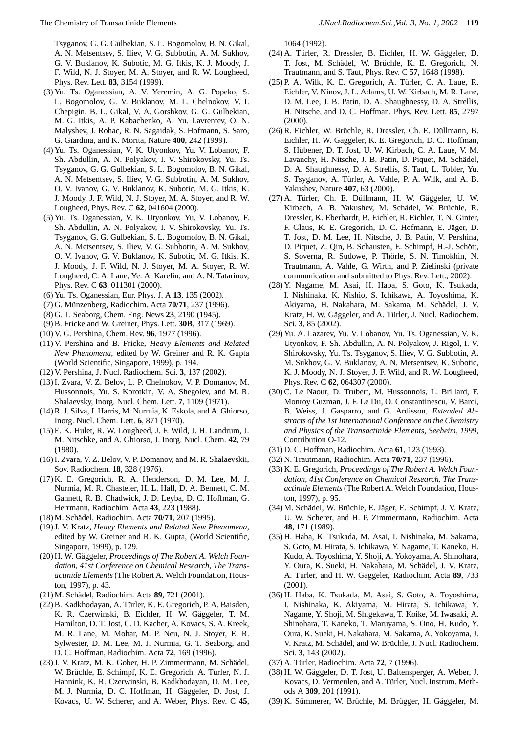Tsyganov, G. G. Gulbekian, S. L. Bogomolov, B. N. Gikal, A. N. Metsentsev, S. Iliev, V. G. Subbotin, A. M. Sukhov, G. V. Buklanov, K. Subotic, M. G. Itkis, K. J. Moody, J. F. Wild, N. J. Stoyer, M. A. Stoyer, and R. W. Lougheed, Phys. Rev. Lett. **83**, 3154 (1999).

(3) Yu. Ts. Oganessian, A. V. Yeremin, A. G. Popeko, S. L. Bogomolov, G. V. Buklanov, M. L. Chelnokov, V. I. Chepigin, B. L. Gikal, V. A. Gorshkov, G. G. Gulbekian, M. G. Itkis, A. P. Kabachenko, A. Yu. Lavrentev, O. N. Malyshev, J. Rohac, R. N. Sagaidak, S. Hofmann, S. Saro, G. Giardina, and K. Morita, Nature **400**, 242 (1999).

(4) Yu. Ts. Oganessian, V. K. Utyonkov, Yu. V. Lobanov, F. Sh. Abdullin, A. N. Polyakov, I. V. Shirokovsky, Yu. Ts. Tsyganov, G. G. Gulbekian, S. L. Bogomolov, B. N. Gikal, A. N. Metsentsev, S. Iliev, V. G. Subbotin, A. M. Sukhov, O. V. Ivanov, G. V. Buklanov, K. Subotic, M. G. Itkis, K. J. Moody, J. F. Wild, N. J. Stoyer, M. A. Stoyer, and R. W. Lougheed, Phys. Rev. C **62**, 041604 (2000).

(5) Yu. Ts. Oganessian, V. K. Utyonkov, Yu. V. Lobanov, F. Sh. Abdullin, A. N. Polyakov, I. V. Shirokovsky, Yu. Ts. Tsyganov, G. G. Gulbekian, S. L. Bogomolov, B. N. Gikal, A. N. Metsentsev, S. Iliev, V. G. Subbotin, A. M. Sukhov, O. V. Ivanov, G. V. Buklanov, K. Subotic, M. G. Itkis, K. J. Moody, J. F. Wild, N. J. Stoyer, M. A. Stoyer, R. W. Lougheed, C. A. Laue, Ye. A. Karelin, and A. N. Tatarinov, Phys. Rev. C **63**, 011301 (2000).

(6) Yu. Ts. Oganessian, Eur. Phys. J. A **13**, 135 (2002).

(7) G. Münzenberg, Radiochim. Acta **70/71**, 237 (1996).

(8) G. T. Seaborg, Chem. Eng. News **23**, 2190 (1945).

(9) B. Fricke and W. Greiner, Phys. Lett. **30B**, 317 (1969).

(10) V. G. Pershina, Chem. Rev. **96**, 1977 (1996).

(11) V. Pershina and B. Fricke, *Heavy Elements and Related New Phenomena*, edited by W. Greiner and R. K. Gupta (World Scientific, Singapore, 1999), p. 194.

(12) V. Pershina, J. Nucl. Radiochem. Sci. **3**, 137 (2002).

(13) I. Zvara, V. Z. Belov, L. P. Chelnokov, V. P. Domanov, M. Hussonnois, Yu. S. Korotkin, V. A. Shegolev, and M. R. Shalaevsky, Inorg. Nucl. Chem. Lett. **7**, 1109 (1971).

(14) R. J. Silva, J. Harris, M. Nurmia, K. Eskola, and A. Ghiorso, Inorg. Nucl. Chem. Lett. **6**, 871 (1970).

(15) E. K. Hulet, R. W. Lougheed, J. F. Wild, J. H. Landrum, J. M. Nitschke, and A. Ghiorso, J. Inorg. Nucl. Chem. **42**, 79 (1980).

(16) I. Zvara, V. Z. Belov, V. P. Domanov, and M. R. Shalaevskii, Sov. Radiochem. **18**, 328 (1976).

(17) K. E. Gregorich, R. A. Henderson, D. M. Lee, M. J. Nurmia, M. R. Chasteler, H. L. Hall, D. A. Bennett, C. M. Gannett, R. B. Chadwick, J. D. Leyba, D. C. Hoffman, G. Herrmann, Radiochim. Acta **43**, 223 (1988).

(18) M. Schädel, Radiochim. Acta **70/71**, 207 (1995).

(19) J. V. Kratz, *Heavy Elements and Related New Phenomena*, edited by W. Greiner and R. K. Gupta, (World Scientific, Singapore, 1999), p. 129.

(20) H. W. Gäggeler, *Proceedings of The Robert A. Welch Foundation, 41st Conference on Chemical Research, The Transactinide Elements* (The Robert A. Welch Foundation, Houston, 1997), p. 43.

(21) M. Schädel, Radiochim. Acta **89**, 721 (2001).

(22) B. Kadkhodayan, A. Türler, K. E. Gregorich, P. A. Baisden, K. R. Czerwinski, B. Eichler, H. W. Gäggeler, T. M. Hamilton, D. T. Jost, C. D. Kacher, A. Kovacs, S. A. Kreek, M. R. Lane, M. Mohar, M. P. Neu, N. J. Stoyer, E. R. Sylwester, D. M. Lee, M. J. Nurmia, G. T. Seaborg, and D. C. Hoffman, Radiochim. Acta **72**, 169 (1996).

(23) J. V. Kratz, M. K. Gober, H. P. Zimmermann, M. Schädel, W. Brüchle, E. Schimpf, K. E. Gregorich, A. Türler, N. J. Hannink, K. R. Czerwinski, B. Kadkhodayan, D. M. Lee, M. J. Nurmia, D. C. Hoffman, H. Gäggeler, D. Jost, J. Kovacs, U. W. Scherer, and A. Weber, Phys. Rev. C **45**, 1064 (1992).

(24) A. Türler, R. Dressler, B. Eichler, H. W. Gäggeler, D. T. Jost, M. Schädel, W. Brüchle, K. E. Gregorich, N. Trautmann, and S. Taut, Phys. Rev. C **57**, 1648 (1998).

(25) P. A. Wilk, K. E. Gregorich, A. Türler, C. A. Laue, R. Eichler, V. Ninov, J. L. Adams, U. W. Kirbach, M. R. Lane, D. M. Lee, J. B. Patin, D. A. Shaughnessy, D. A. Strellis, H. Nitsche, and D. C. Hoffman, Phys. Rev. Lett. **85**, 2797 (2000).

(26) R. Eichler, W. Brüchle, R. Dressler, Ch. E. Düllmann, B. Eichler, H. W. Gäggeler, K. E. Gregorich, D. C. Hoffman, S. Hübener, D. T. Jost, U. W. Kirbach, C. A. Laue, V. M. Lavanchy, H. Nitsche, J. B. Patin, D. Piquet, M. Schädel, D. A. Shaughnessy, D. A. Strellis, S. Taut, L. Tobler, Yu. S. Tsyganov, A. Türler, A. Vahle, P. A. Wilk, and A. B. Yakushev, Nature **407**, 63 (2000).

(27) A. Türler, Ch. E. Düllmann, H. W. Gäggeler, U. W. Kirbach, A. B. Yakushev, M. Schädel, W. Brüchle, R. Dressler, K. Eberhardt, B. Eichler, R. Eichler, T. N. Ginter, F. Glaus, K. E. Gregorich, D. C. Hofmann, E. Jäger, D. T. Jost, D. M. Lee, H. Nitsche, J. B. Patin, V. Pershina, D. Piquet, Z. Qin, B. Schausten, E. Schimpf, H.-J. Schött, S. Soverna, R. Sudowe, P. Thörle, S. N. Timokhin, N. Trautmann, A. Vahle, G. Wirth, and P. Zielinski (private communication and submitted to Phys. Rev. Lett., 2002).

(28) Y. Nagame, M. Asai, H. Haba, S. Goto, K. Tsukada, I. Nishinaka, K. Nishio, S. Ichikawa, A. Toyoshima, K. Akiyama, H. Nakahara, M. Sakama, M. Schädel, J. V. Kratz, H. W. Gäggeler, and A. Türler, J. Nucl. Radiochem. Sci. **3**, 85 (2002).

(29) Yu. A. Lazarev, Yu. V. Lobanov, Yu. Ts. Oganessian, V. K. Utyonkov, F. Sh. Abdullin, A. N. Polyakov, J. Rigol, I. V. Shirokovsky, Yu. Ts. Tsyganov, S. Iliev, V. G. Subbotin, A. M. Sukhov, G. V. Buklanov, A. N. Metsentsev, K. Subotic, K. J. Moody, N. J. Stoyer, J. F. Wild, and R. W. Lougheed, Phys. Rev. C **62**, 064307 (2000).

(30) C. Le Naour, D. Trubert, M. Hussonnois, L. Brillard, F. Monroy Guzman, J. F. Le Du, O. Constantinescu, V. Barci, B. Weiss, J. Gasparro, and G. Ardisson, *Extended Abstracts of the 1st International Conference on the Chemistry and Physics of the Transactinide Elements, Seeheim, 1999*, Contribution O-12.

(31) D. C. Hoffman, Radiochim. Acta **61**, 123 (1993).

(32) N. Trautmann, Radiochim. Acta **70/71**, 237 (1996).

(33) K. E. Gregorich, *Proceedings of The Robert A. Welch Foundation, 41st Conference on Chemical Research, The Transactinide Elements* (The Robert A. Welch Foundation, Houston, 1997), p. 95.

(34) M. Schädel, W. Brüchle, E. Jäger, E. Schimpf, J. V. Kratz, U. W. Scherer, and H. P. Zimmermann, Radiochim. Acta **48**, 171 (1989).

(35) H. Haba, K. Tsukada, M. Asai, I. Nishinaka, M. Sakama, S. Goto, M. Hirata, S. Ichikawa, Y. Nagame, T. Kaneko, H. Kudo, A. Toyoshima, Y. Shoji, A. Yokoyama, A. Shinohara, Y. Oura, K. Sueki, H. Nakahara, M. Schädel, J. V. Kratz, A. Türler, and H. W. Gäggeler, Radiochim. Acta **89**, 733 (2001).

(36) H. Haba, K. Tsukada, M. Asai, S. Goto, A. Toyoshima, I. Nishinaka, K. Akiyama, M. Hirata, S. Ichikawa, Y. Nagame, Y. Shoji, M. Shigekawa, T. Koike, M. Iwasaki, A. Shinohara, T. Kaneko, T. Maruyama, S. Ono, H. Kudo, Y. Oura, K. Sueki, H. Nakahara, M. Sakama, A. Yokoyama, J. V. Kratz, M. Schädel, and W. Brüchle, J. Nucl. Radiochem. Sci. **3**, 143 (2002).

(37) A. Türler, Radiochim. Acta **72**, 7 (1996).

(38) H. W. Gäggeler, D. T. Jost, U. Baltensperger, A. Weber, J. Kovacs, D. Vermeulen, and A. Türler, Nucl. Instrum. Methods A **309**, 201 (1991).

(39) K. Sümmerer, W. Brüchle, M. Brügger, H. Gäggeler, M.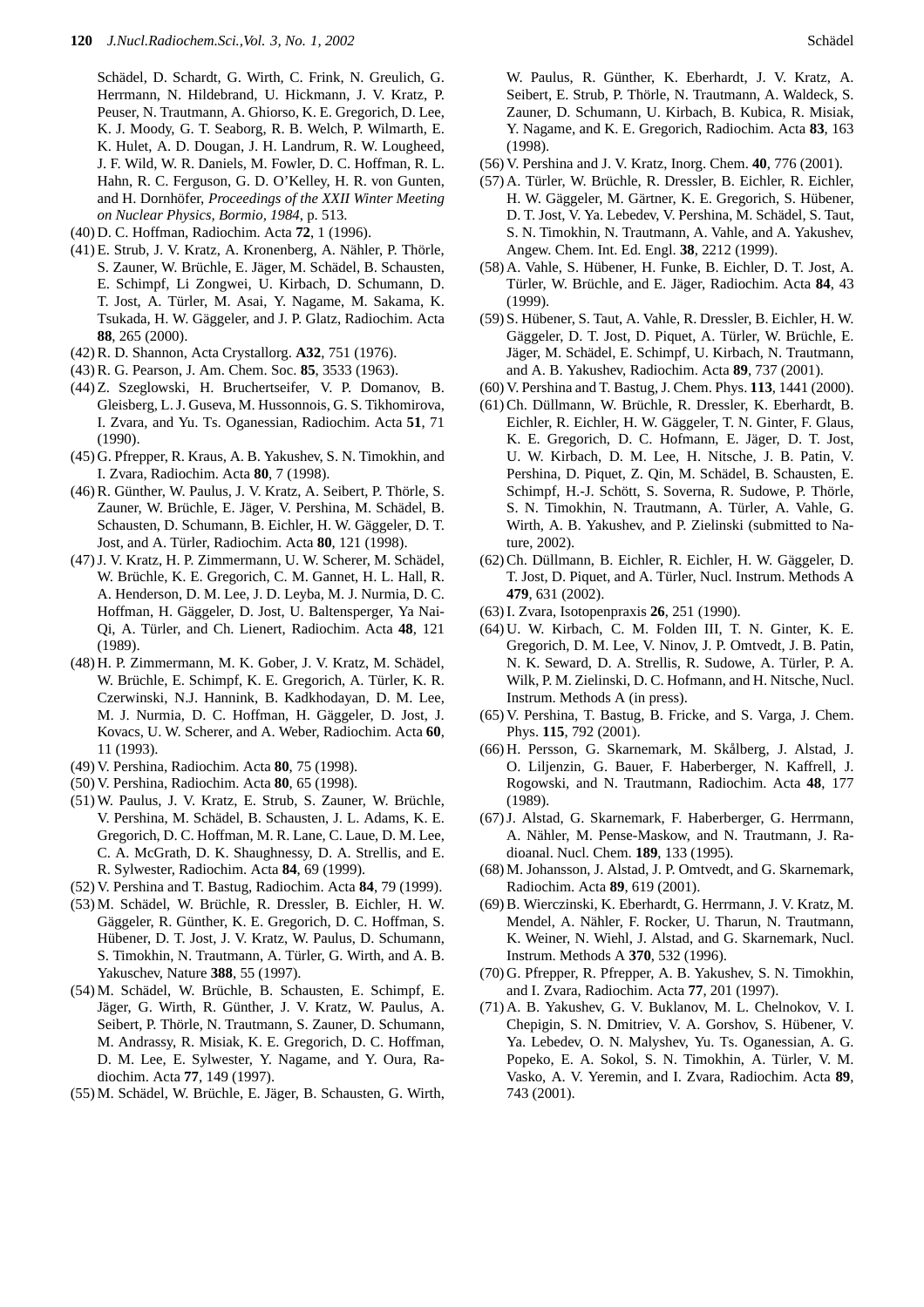Schädel, D. Schardt, G. Wirth, C. Frink, N. Greulich, G. Herrmann, N. Hildebrand, U. Hickmann, J. V. Kratz, P. Peuser, N. Trautmann, A. Ghiorso, K. E. Gregorich, D. Lee, K. J. Moody, G. T. Seaborg, R. B. Welch, P. Wilmarth, E. K. Hulet, A. D. Dougan, J. H. Landrum, R. W. Lougheed, J. F. Wild, W. R. Daniels, M. Fowler, D. C. Hoffman, R. L. Hahn, R. C. Ferguson, G. D. O'Kelley, H. R. von Gunten, and H. Dornhöfer, *Proceedings of the XXII Winter Meeting on Nuclear Physics, Bormio, 1984*, p. 513.

(40) D. C. Hoffman, Radiochim. Acta **72**, 1 (1996).

(41) E. Strub, J. V. Kratz, A. Kronenberg, A. Nähler, P. Thörle, S. Zauner, W. Brüchle, E. Jäger, M. Schädel, B. Schausten, E. Schimpf, Li Zongwei, U. Kirbach, D. Schumann, D. T. Jost, A. Türler, M. Asai, Y. Nagame, M. Sakama, K. Tsukada, H. W. Gäggeler, and J. P. Glatz, Radiochim. Acta **88**, 265 (2000).

(42) R. D. Shannon, Acta Crystallorg. **A32**, 751 (1976).

(43) R. G. Pearson, J. Am. Chem. Soc. **85**, 3533 (1963).

(44) Z. Szeglowski, H. Bruchertseifer, V. P. Domanov, B. Gleisberg, L. J. Guseva, M. Hussonnois, G. S. Tikhomirova, I. Zvara, and Yu. Ts. Oganessian, Radiochim. Acta **51**, 71 (1990).

(45) G. Pfrepper, R. Kraus, A. B. Yakushev, S. N. Timokhin, and I. Zvara, Radiochim. Acta **80**, 7 (1998).

(46) R. Günther, W. Paulus, J. V. Kratz, A. Seibert, P. Thörle, S. Zauner, W. Brüchle, E. Jäger, V. Pershina, M. Schädel, B. Schausten, D. Schumann, B. Eichler, H. W. Gäggeler, D. T. Jost, and A. Türler, Radiochim. Acta **80**, 121 (1998).

(47) J. V. Kratz, H. P. Zimmermann, U. W. Scherer, M. Schädel, W. Brüchle, K. E. Gregorich, C. M. Gannet, H. L. Hall, R. A. Henderson, D. M. Lee, J. D. Leyba, M. J. Nurmia, D. C. Hoffman, H. Gäggeler, D. Jost, U. Baltensperger, Ya Nai-Qi, A. Türler, and Ch. Lienert, Radiochim. Acta **48**, 121 (1989).

(48) H. P. Zimmermann, M. K. Gober, J. V. Kratz, M. Schädel, W. Brüchle, E. Schimpf, K. E. Gregorich, A. Türler, K. R. Czerwinski, N.J. Hannink, B. Kadkhodayan, D. M. Lee, M. J. Nurmia, D. C. Hoffman, H. Gäggeler, D. Jost, J. Kovacs, U. W. Scherer, and A. Weber, Radiochim. Acta **60**, 11 (1993).

(49) V. Pershina, Radiochim. Acta **80**, 75 (1998).

(50) V. Pershina, Radiochim. Acta **80**, 65 (1998).

(51) W. Paulus, J. V. Kratz, E. Strub, S. Zauner, W. Brüchle, V. Pershina, M. Schädel, B. Schausten, J. L. Adams, K. E. Gregorich, D. C. Hoffman, M. R. Lane, C. Laue, D. M. Lee, C. A. McGrath, D. K. Shaughnessy, D. A. Strellis, and E. R. Sylwester, Radiochim. Acta **84**, 69 (1999).

(52) V. Pershina and T. Bastug, Radiochim. Acta **84**, 79 (1999).

(53) M. Schädel, W. Brüchle, R. Dressler, B. Eichler, H. W. Gäggeler, R. Günther, K. E. Gregorich, D. C. Hoffman, S. Hübener, D. T. Jost, J. V. Kratz, W. Paulus, D. Schumann, S. Timokhin, N. Trautmann, A. Türler, G. Wirth, and A. B. Yakuschev, Nature **388**, 55 (1997).

(54) M. Schädel, W. Brüchle, B. Schausten, E. Schimpf, E. Jäger, G. Wirth, R. Günther, J. V. Kratz, W. Paulus, A. Seibert, P. Thörle, N. Trautmann, S. Zauner, D. Schumann, M. Andrassy, R. Misiak, K. E. Gregorich, D. C. Hoffman, D. M. Lee, E. Sylwester, Y. Nagame, and Y. Oura, Radiochim. Acta **77**, 149 (1997).

(55) M. Schädel, W. Brüchle, E. Jäger, B. Schausten, G. Wirth, W. Paulus, R. Günther, K. Eberhardt, J. V. Kratz, A. Seibert, E. Strub, P. Thörle, N. Trautmann, A. Waldeck, S. Zauner, D. Schumann, U. Kirbach, B. Kubica, R. Misiak, Y. Nagame, and K. E. Gregorich, Radiochim. Acta **83**, 163 (1998).

(56) V. Pershina and J. V. Kratz, Inorg. Chem. **40**, 776 (2001).

(57) A. Türler, W. Brüchle, R. Dressler, B. Eichler, R. Eichler, H. W. Gäggeler, M. Gärtner, K. E. Gregorich, S. Hübener, D. T. Jost, V. Ya. Lebedev, V. Pershina, M. Schädel, S. Taut, S. N. Timokhin, N. Trautmann, A. Vahle, and A. Yakushev, Angew. Chem. Int. Ed. Engl. **38**, 2212 (1999).

(58) A. Vahle, S. Hübener, H. Funke, B. Eichler, D. T. Jost, A. Türler, W. Brüchle, and E. Jäger, Radiochim. Acta **84**, 43 (1999).

(59) S. Hübener, S. Taut, A. Vahle, R. Dressler, B. Eichler, H. W. Gäggeler, D. T. Jost, D. Piquet, A. Türler, W. Brüchle, E. Jäger, M. Schädel, E. Schimpf, U. Kirbach, N. Trautmann, and A. B. Yakushev, Radiochim. Acta **89**, 737 (2001).

(60) V. Pershina and T. Bastug, J. Chem. Phys. **113**, 1441 (2000).

(61) Ch. Düllmann, W. Brüchle, R. Dressler, K. Eberhardt, B. Eichler, R. Eichler, H. W. Gäggeler, T. N. Ginter, F. Glaus, K. E. Gregorich, D. C. Hofmann, E. Jäger, D. T. Jost, U. W. Kirbach, D. M. Lee, H. Nitsche, J. B. Patin, V. Pershina, D. Piquet, Z. Qin, M. Schädel, B. Schausten, E. Schimpf, H.-J. Schött, S. Soverna, R. Sudowe, P. Thörle, S. N. Timokhin, N. Trautmann, A. Türler, A. Vahle, G. Wirth, A. B. Yakushev, and P. Zielinski (submitted to Nature, 2002).

(62) Ch. Düllmann, B. Eichler, R. Eichler, H. W. Gäggeler, D. T. Jost, D. Piquet, and A. Türler, Nucl. Instrum. Methods A **479**, 631 (2002).

(63) I. Zvara, Isotopenpraxis **26**, 251 (1990).

(64) U. W. Kirbach, C. M. Folden III, T. N. Ginter, K. E. Gregorich, D. M. Lee, V. Ninov, J. P. Omtvedt, J. B. Patin, N. K. Seward, D. A. Strellis, R. Sudowe, A. Türler, P. A. Wilk, P. M. Zielinski, D. C. Hofmann, and H. Nitsche, Nucl. Instrum. Methods A (in press).

(65) V. Pershina, T. Bastug, B. Fricke, and S. Varga, J. Chem. Phys. **115**, 792 (2001).

(66) H. Persson, G. Skarnemark, M. Skålberg, J. Alstad, J. O. Liljenzin, G. Bauer, F. Haberberger, N. Kaffrell, J. Rogowski, and N. Trautmann, Radiochim. Acta **48**, 177 (1989).

(67) J. Alstad, G. Skarnemark, F. Haberberger, G. Herrmann, A. Nähler, M. Pense-Maskow, and N. Trautmann, J. Radioanal. Nucl. Chem. **189**, 133 (1995).

(68) M. Johansson, J. Alstad, J. P. Omtvedt, and G. Skarnemark, Radiochim. Acta **89**, 619 (2001).

(69) B. Wierczinski, K. Eberhardt, G. Herrmann, J. V. Kratz, M. Mendel, A. Nähler, F. Rocker, U. Tharun, N. Trautmann, K. Weiner, N. Wiehl, J. Alstad, and G. Skarnemark, Nucl. Instrum. Methods A **370**, 532 (1996).

(70) G. Pfrepper, R. Pfrepper, A. B. Yakushev, S. N. Timokhin, and I. Zvara, Radiochim. Acta **77**, 201 (1997).

(71) A. B. Yakushev, G. V. Buklanov, M. L. Chelnokov, V. I. Chepigin, S. N. Dmitriev, V. A. Gorshov, S. Hübener, V. Ya. Lebedev, O. N. Malyshev, Yu. Ts. Oganessian, A. G. Popeko, E. A. Sokol, S. N. Timokhin, A. Türler, V. M. Vasko, A. V. Yeremin, and I. Zvara, Radiochim. Acta **89**, 743 (2001).